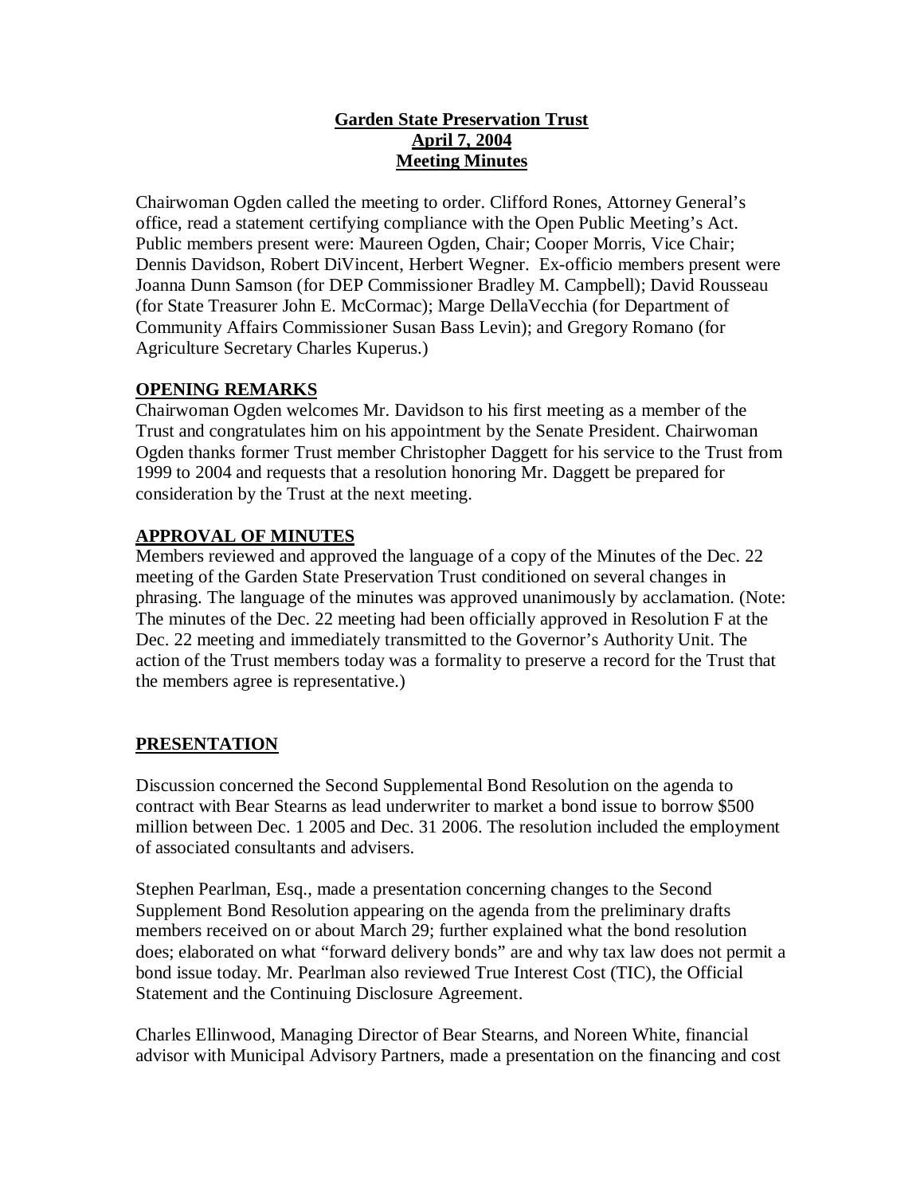**Garden State Preservation Trust**
**April 7, 2004**
**Meeting Minutes**

Chairwoman Ogden called the meeting to order. Clifford Rones, Attorney General's office, read a statement certifying compliance with the Open Public Meeting's Act. Public members present were: Maureen Ogden, Chair; Cooper Morris, Vice Chair; Dennis Davidson, Robert DiVincent, Herbert Wegner. Ex-officio members present were Joanna Dunn Samson (for DEP Commissioner Bradley M. Campbell); David Rousseau (for State Treasurer John E. McCormac); Marge DellaVecchia (for Department of Community Affairs Commissioner Susan Bass Levin); and Gregory Romano (for Agriculture Secretary Charles Kuperus.)

## OPENING REMARKS

Chairwoman Ogden welcomes Mr. Davidson to his first meeting as a member of the Trust and congratulates him on his appointment by the Senate President. Chairwoman Ogden thanks former Trust member Christopher Daggett for his service to the Trust from 1999 to 2004 and requests that a resolution honoring Mr. Daggett be prepared for consideration by the Trust at the next meeting.

## APPROVAL OF MINUTES

Members reviewed and approved the language of a copy of the Minutes of the Dec. 22 meeting of the Garden State Preservation Trust conditioned on several changes in phrasing. The language of the minutes was approved unanimously by acclamation. (Note: The minutes of the Dec. 22 meeting had been officially approved in Resolution F at the Dec. 22 meeting and immediately transmitted to the Governor's Authority Unit. The action of the Trust members today was a formality to preserve a record for the Trust that the members agree is representative.)

## PRESENTATION

Discussion concerned the Second Supplemental Bond Resolution on the agenda to contract with Bear Stearns as lead underwriter to market a bond issue to borrow $500 million between Dec. 1 2005 and Dec. 31 2006. The resolution included the employment of associated consultants and advisers.

Stephen Pearlman, Esq., made a presentation concerning changes to the Second Supplement Bond Resolution appearing on the agenda from the preliminary drafts members received on or about March 29; further explained what the bond resolution does; elaborated on what "forward delivery bonds" are and why tax law does not permit a bond issue today. Mr. Pearlman also reviewed True Interest Cost (TIC), the Official Statement and the Continuing Disclosure Agreement.

Charles Ellinwood, Managing Director of Bear Stearns, and Noreen White, financial advisor with Municipal Advisory Partners, made a presentation on the financing and cost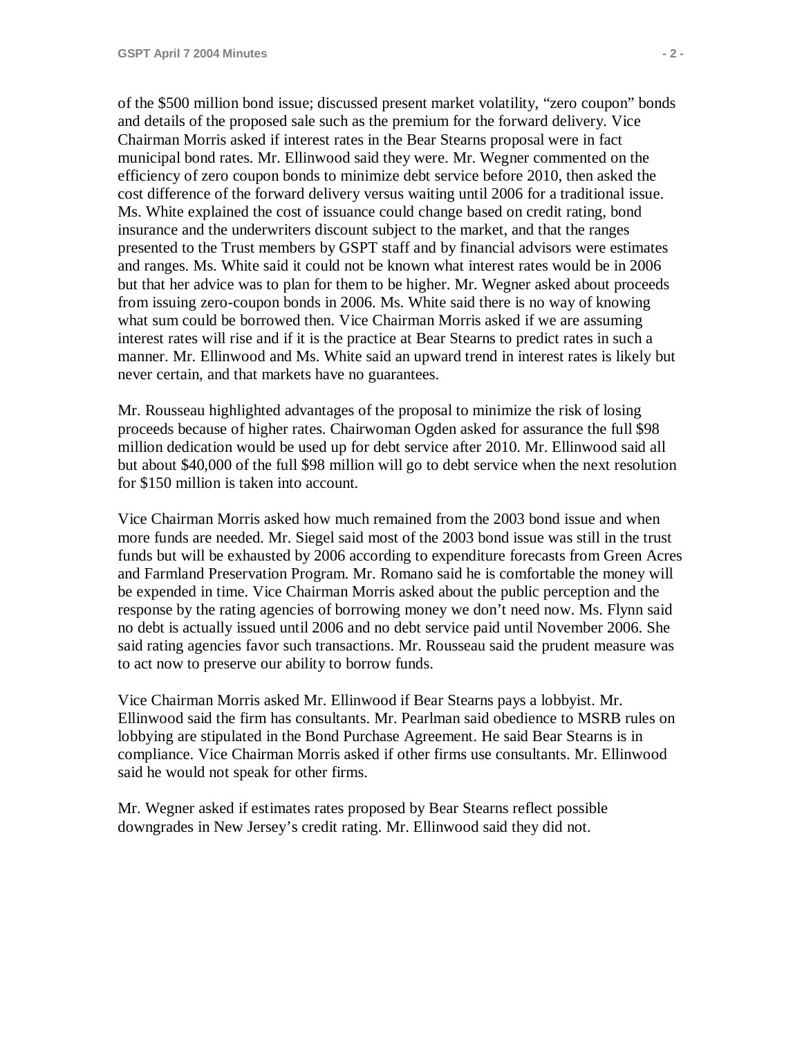of the $500 million bond issue; discussed present market volatility, “zero coupon” bonds and details of the proposed sale such as the premium for the forward delivery. Vice Chairman Morris asked if interest rates in the Bear Stearns proposal were in fact municipal bond rates. Mr. Ellinwood said they were. Mr. Wegner commented on the efficiency of zero coupon bonds to minimize debt service before 2010, then asked the cost difference of the forward delivery versus waiting until 2006 for a traditional issue. Ms. White explained the cost of issuance could change based on credit rating, bond insurance and the underwriters discount subject to the market, and that the ranges presented to the Trust members by GSPT staff and by financial advisors were estimates and ranges. Ms. White said it could not be known what interest rates would be in 2006 but that her advice was to plan for them to be higher. Mr. Wegner asked about proceeds from issuing zero-coupon bonds in 2006. Ms. White said there is no way of knowing what sum could be borrowed then. Vice Chairman Morris asked if we are assuming interest rates will rise and if it is the practice at Bear Stearns to predict rates in such a manner. Mr. Ellinwood and Ms. White said an upward trend in interest rates is likely but never certain, and that markets have no guarantees.

Mr. Rousseau highlighted advantages of the proposal to minimize the risk of losing proceeds because of higher rates. Chairwoman Ogden asked for assurance the full $98 million dedication would be used up for debt service after 2010. Mr. Ellinwood said all but about $40,000 of the full $98 million will go to debt service when the next resolution for $150 million is taken into account.

Vice Chairman Morris asked how much remained from the 2003 bond issue and when more funds are needed. Mr. Siegel said most of the 2003 bond issue was still in the trust funds but will be exhausted by 2006 according to expenditure forecasts from Green Acres and Farmland Preservation Program. Mr. Romano said he is comfortable the money will be expended in time. Vice Chairman Morris asked about the public perception and the response by the rating agencies of borrowing money we don’t need now. Ms. Flynn said no debt is actually issued until 2006 and no debt service paid until November 2006. She said rating agencies favor such transactions. Mr. Rousseau said the prudent measure was to act now to preserve our ability to borrow funds.

Vice Chairman Morris asked Mr. Ellinwood if Bear Stearns pays a lobbyist. Mr. Ellinwood said the firm has consultants. Mr. Pearlman said obedience to MSRB rules on lobbying are stipulated in the Bond Purchase Agreement. He said Bear Stearns is in compliance. Vice Chairman Morris asked if other firms use consultants. Mr. Ellinwood said he would not speak for other firms.

Mr. Wegner asked if estimates rates proposed by Bear Stearns reflect possible downgrades in New Jersey’s credit rating. Mr. Ellinwood said they did not.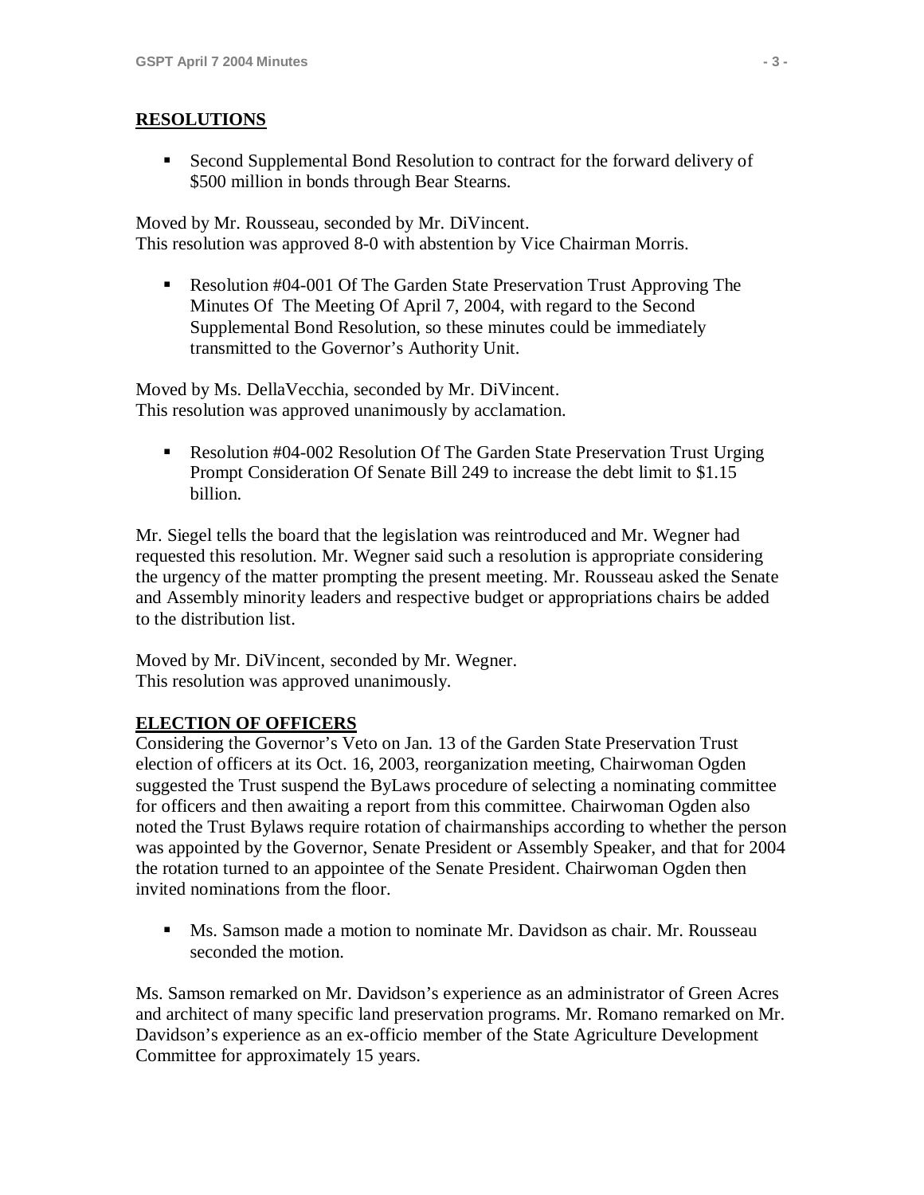## RESOLUTIONS

- Second Supplemental Bond Resolution to contract for the forward delivery of $500 million in bonds through Bear Stearns.

Moved by Mr. Rousseau, seconded by Mr. DiVincent.
This resolution was approved 8-0 with abstention by Vice Chairman Morris.

- Resolution #04-001 Of The Garden State Preservation Trust Approving The Minutes Of The Meeting Of April 7, 2004, with regard to the Second Supplemental Bond Resolution, so these minutes could be immediately transmitted to the Governor's Authority Unit.

Moved by Ms. DellaVecchia, seconded by Mr. DiVincent.
This resolution was approved unanimously by acclamation.

- Resolution #04-002 Resolution Of The Garden State Preservation Trust Urging Prompt Consideration Of Senate Bill 249 to increase the debt limit to $1.15 billion.

Mr. Siegel tells the board that the legislation was reintroduced and Mr. Wegner had requested this resolution. Mr. Wegner said such a resolution is appropriate considering the urgency of the matter prompting the present meeting. Mr. Rousseau asked the Senate and Assembly minority leaders and respective budget or appropriations chairs be added to the distribution list.

Moved by Mr. DiVincent, seconded by Mr. Wegner.
This resolution was approved unanimously.

## ELECTION OF OFFICERS

Considering the Governor's Veto on Jan. 13 of the Garden State Preservation Trust election of officers at its Oct. 16, 2003, reorganization meeting, Chairwoman Ogden suggested the Trust suspend the ByLaws procedure of selecting a nominating committee for officers and then awaiting a report from this committee. Chairwoman Ogden also noted the Trust Bylaws require rotation of chairmanships according to whether the person was appointed by the Governor, Senate President or Assembly Speaker, and that for 2004 the rotation turned to an appointee of the Senate President. Chairwoman Ogden then invited nominations from the floor.

- Ms. Samson made a motion to nominate Mr. Davidson as chair. Mr. Rousseau seconded the motion.

Ms. Samson remarked on Mr. Davidson's experience as an administrator of Green Acres and architect of many specific land preservation programs. Mr. Romano remarked on Mr. Davidson's experience as an ex-officio member of the State Agriculture Development Committee for approximately 15 years.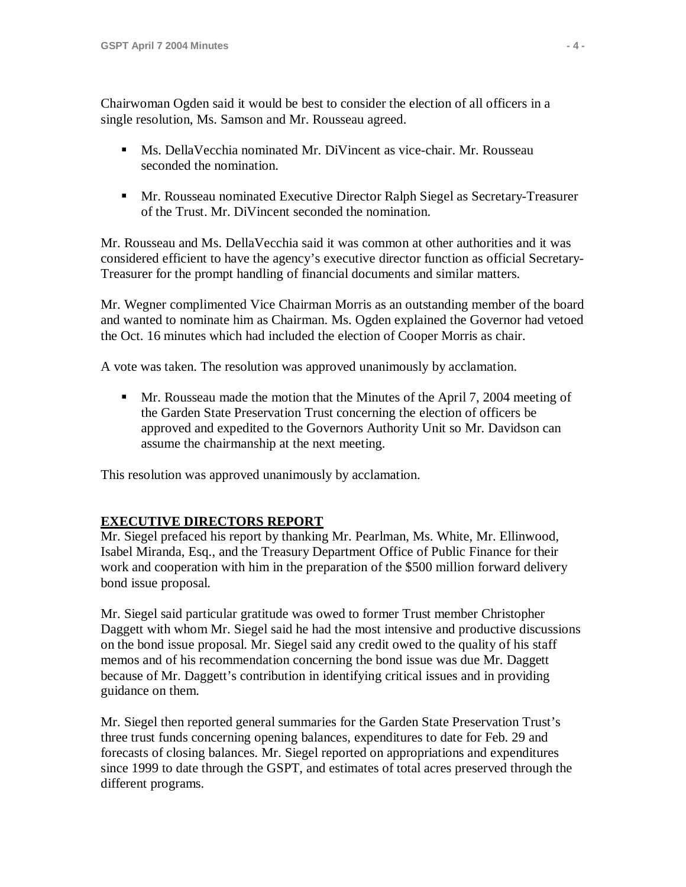Chairwoman Ogden said it would be best to consider the election of all officers in a single resolution, Ms. Samson and Mr. Rousseau agreed.

- Ms. DellaVecchia nominated Mr. DiVincent as vice-chair. Mr. Rousseau seconded the nomination.

- Mr. Rousseau nominated Executive Director Ralph Siegel as Secretary-Treasurer of the Trust. Mr. DiVincent seconded the nomination.

Mr. Rousseau and Ms. DellaVecchia said it was common at other authorities and it was considered efficient to have the agency's executive director function as official Secretary-Treasurer for the prompt handling of financial documents and similar matters.

Mr. Wegner complimented Vice Chairman Morris as an outstanding member of the board and wanted to nominate him as Chairman. Ms. Ogden explained the Governor had vetoed the Oct. 16 minutes which had included the election of Cooper Morris as chair.

A vote was taken. The resolution was approved unanimously by acclamation.

- Mr. Rousseau made the motion that the Minutes of the April 7, 2004 meeting of the Garden State Preservation Trust concerning the election of officers be approved and expedited to the Governors Authority Unit so Mr. Davidson can assume the chairmanship at the next meeting.

This resolution was approved unanimously by acclamation.

## EXECUTIVE DIRECTORS REPORT

Mr. Siegel prefaced his report by thanking Mr. Pearlman, Ms. White, Mr. Ellinwood, Isabel Miranda, Esq., and the Treasury Department Office of Public Finance for their work and cooperation with him in the preparation of the $500 million forward delivery bond issue proposal.

Mr. Siegel said particular gratitude was owed to former Trust member Christopher Daggett with whom Mr. Siegel said he had the most intensive and productive discussions on the bond issue proposal. Mr. Siegel said any credit owed to the quality of his staff memos and of his recommendation concerning the bond issue was due Mr. Daggett because of Mr. Daggett's contribution in identifying critical issues and in providing guidance on them.

Mr. Siegel then reported general summaries for the Garden State Preservation Trust's three trust funds concerning opening balances, expenditures to date for Feb. 29 and forecasts of closing balances. Mr. Siegel reported on appropriations and expenditures since 1999 to date through the GSPT, and estimates of total acres preserved through the different programs.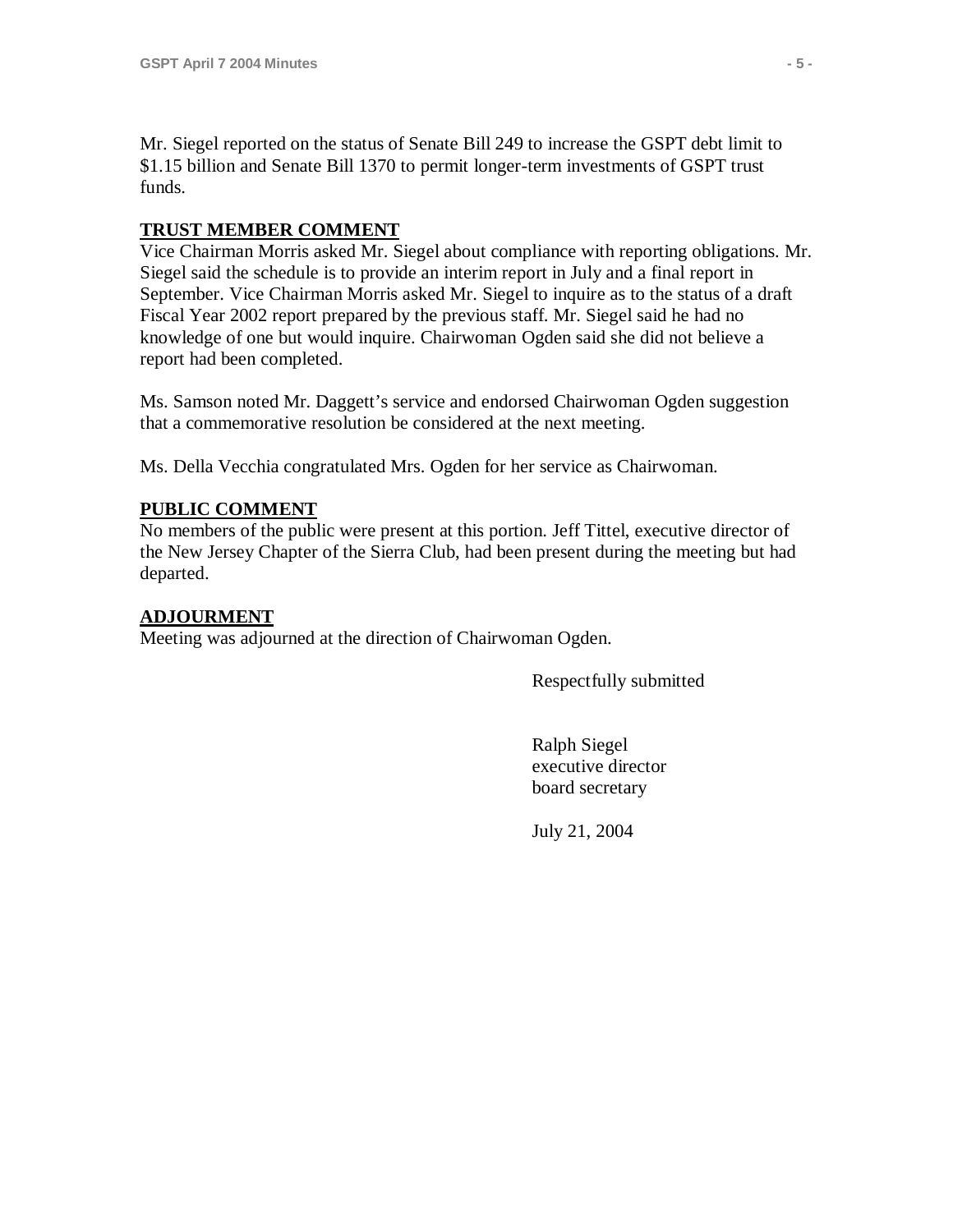Mr. Siegel reported on the status of Senate Bill 249 to increase the GSPT debt limit to $1.15 billion and Senate Bill 1370 to permit longer-term investments of GSPT trust funds.

**TRUST MEMBER COMMENT**

Vice Chairman Morris asked Mr. Siegel about compliance with reporting obligations. Mr. Siegel said the schedule is to provide an interim report in July and a final report in September. Vice Chairman Morris asked Mr. Siegel to inquire as to the status of a draft Fiscal Year 2002 report prepared by the previous staff. Mr. Siegel said he had no knowledge of one but would inquire. Chairwoman Ogden said she did not believe a report had been completed.

Ms. Samson noted Mr. Daggett's service and endorsed Chairwoman Ogden suggestion that a commemorative resolution be considered at the next meeting.

Ms. Della Vecchia congratulated Mrs. Ogden for her service as Chairwoman.

**PUBLIC COMMENT**

No members of the public were present at this portion. Jeff Tittel, executive director of the New Jersey Chapter of the Sierra Club, had been present during the meeting but had departed.

**ADJOURMENT**

Meeting was adjourned at the direction of Chairwoman Ogden.

Respectfully submitted

Ralph Siegel
executive director
board secretary

July 21, 2004